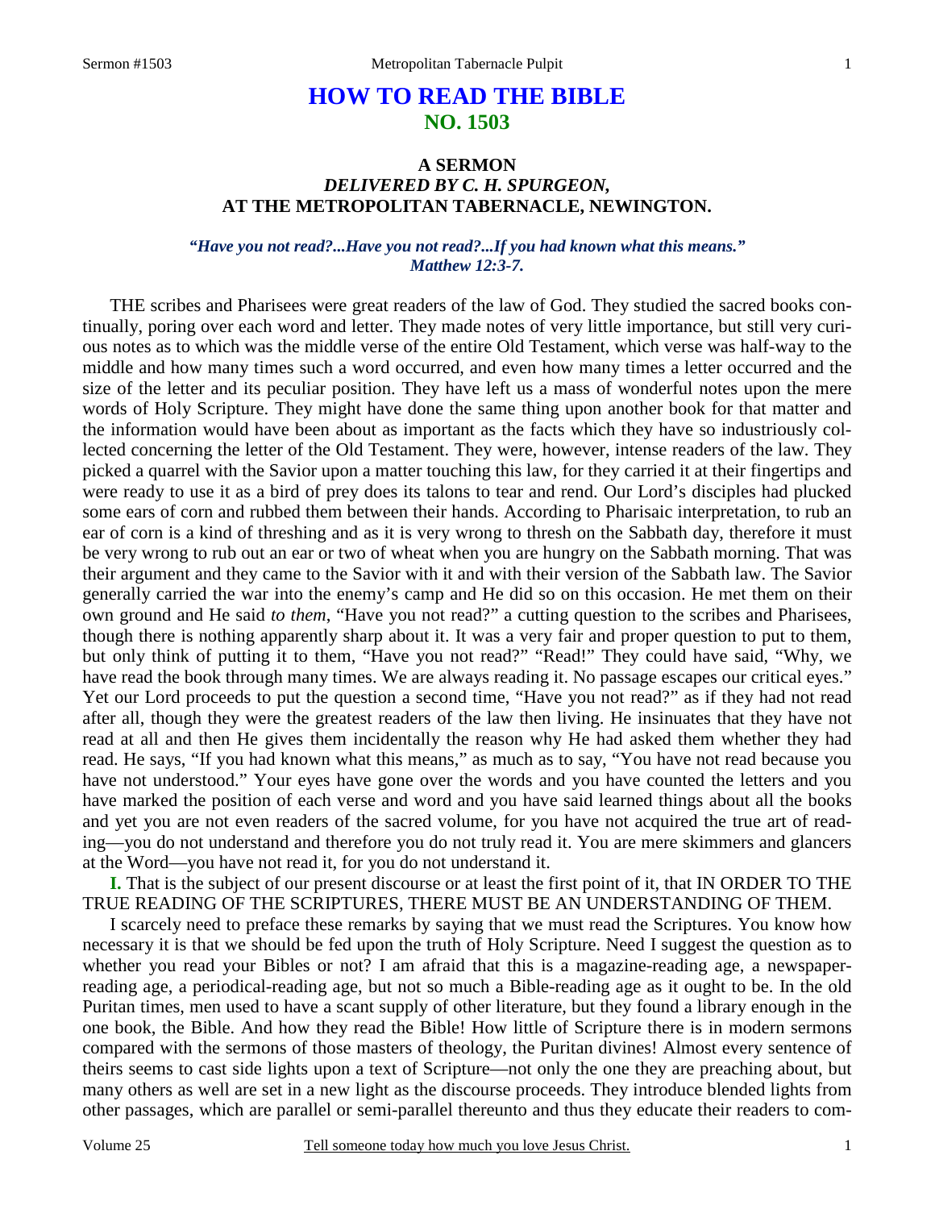# HOW TO READ THE BIBLE
## NO. 1503

### A SERMON
### *DELIVERED BY C. H. SPURGEON,*
### AT THE METROPOLITAN TABERNACLE, NEWINGTON.

***"Have you not read?...Have you not read?...If you had known what this means." Matthew 12:3-7.***

THE scribes and Pharisees were great readers of the law of God. They studied the sacred books continually, poring over each word and letter. They made notes of very little importance, but still very curious notes as to which was the middle verse of the entire Old Testament, which verse was half-way to the middle and how many times such a word occurred, and even how many times a letter occurred and the size of the letter and its peculiar position. They have left us a mass of wonderful notes upon the mere words of Holy Scripture. They might have done the same thing upon another book for that matter and the information would have been about as important as the facts which they have so industriously collected concerning the letter of the Old Testament. They were, however, intense readers of the law. They picked a quarrel with the Savior upon a matter touching this law, for they carried it at their fingertips and were ready to use it as a bird of prey does its talons to tear and rend. Our Lord's disciples had plucked some ears of corn and rubbed them between their hands. According to Pharisaic interpretation, to rub an ear of corn is a kind of threshing and as it is very wrong to thresh on the Sabbath day, therefore it must be very wrong to rub out an ear or two of wheat when you are hungry on the Sabbath morning. That was their argument and they came to the Savior with it and with their version of the Sabbath law. The Savior generally carried the war into the enemy's camp and He did so on this occasion. He met them on their own ground and He said *to them*, "Have you not read?" a cutting question to the scribes and Pharisees, though there is nothing apparently sharp about it. It was a very fair and proper question to put to them, but only think of putting it to them, "Have you not read?" "Read!" They could have said, "Why, we have read the book through many times. We are always reading it. No passage escapes our critical eyes." Yet our Lord proceeds to put the question a second time, "Have you not read?" as if they had not read after all, though they were the greatest readers of the law then living. He insinuates that they have not read at all and then He gives them incidentally the reason why He had asked them whether they had read. He says, "If you had known what this means," as much as to say, "You have not read because you have not understood." Your eyes have gone over the words and you have counted the letters and you have marked the position of each verse and word and you have said learned things about all the books and yet you are not even readers of the sacred volume, for you have not acquired the true art of reading—you do not understand and therefore you do not truly read it. You are mere skimmers and glancers at the Word—you have not read it, for you do not understand it.

**I.** That is the subject of our present discourse or at least the first point of it, that IN ORDER TO THE TRUE READING OF THE SCRIPTURES, THERE MUST BE AN UNDERSTANDING OF THEM.

I scarcely need to preface these remarks by saying that we must read the Scriptures. You know how necessary it is that we should be fed upon the truth of Holy Scripture. Need I suggest the question as to whether you read your Bibles or not? I am afraid that this is a magazine-reading age, a newspaper-reading age, a periodical-reading age, but not so much a Bible-reading age as it ought to be. In the old Puritan times, men used to have a scant supply of other literature, but they found a library enough in the one book, the Bible. And how they read the Bible! How little of Scripture there is in modern sermons compared with the sermons of those masters of theology, the Puritan divines! Almost every sentence of theirs seems to cast side lights upon a text of Scripture—not only the one they are preaching about, but many others as well are set in a new light as the discourse proceeds. They introduce blended lights from other passages, which are parallel or semi-parallel thereunto and thus they educate their readers to com-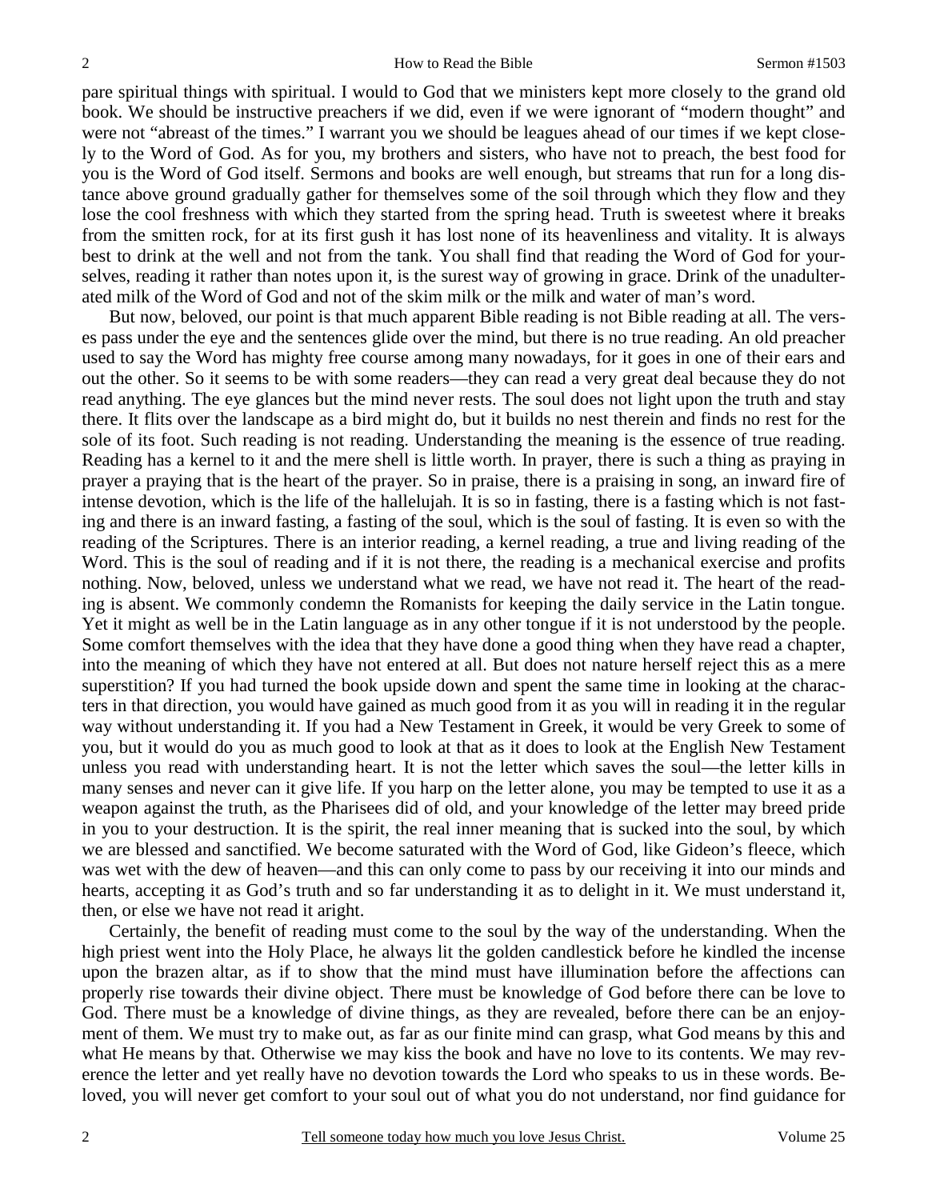pare spiritual things with spiritual. I would to God that we ministers kept more closely to the grand old book. We should be instructive preachers if we did, even if we were ignorant of "modern thought" and were not "abreast of the times." I warrant you we should be leagues ahead of our times if we kept closely to the Word of God. As for you, my brothers and sisters, who have not to preach, the best food for you is the Word of God itself. Sermons and books are well enough, but streams that run for a long distance above ground gradually gather for themselves some of the soil through which they flow and they lose the cool freshness with which they started from the spring head. Truth is sweetest where it breaks from the smitten rock, for at its first gush it has lost none of its heavenliness and vitality. It is always best to drink at the well and not from the tank. You shall find that reading the Word of God for yourselves, reading it rather than notes upon it, is the surest way of growing in grace. Drink of the unadulterated milk of the Word of God and not of the skim milk or the milk and water of man's word.

But now, beloved, our point is that much apparent Bible reading is not Bible reading at all. The verses pass under the eye and the sentences glide over the mind, but there is no true reading. An old preacher used to say the Word has mighty free course among many nowadays, for it goes in one of their ears and out the other. So it seems to be with some readers—they can read a very great deal because they do not read anything. The eye glances but the mind never rests. The soul does not light upon the truth and stay there. It flits over the landscape as a bird might do, but it builds no nest therein and finds no rest for the sole of its foot. Such reading is not reading. Understanding the meaning is the essence of true reading. Reading has a kernel to it and the mere shell is little worth. In prayer, there is such a thing as praying in prayer a praying that is the heart of the prayer. So in praise, there is a praising in song, an inward fire of intense devotion, which is the life of the hallelujah. It is so in fasting, there is a fasting which is not fasting and there is an inward fasting, a fasting of the soul, which is the soul of fasting. It is even so with the reading of the Scriptures. There is an interior reading, a kernel reading, a true and living reading of the Word. This is the soul of reading and if it is not there, the reading is a mechanical exercise and profits nothing. Now, beloved, unless we understand what we read, we have not read it. The heart of the reading is absent. We commonly condemn the Romanists for keeping the daily service in the Latin tongue. Yet it might as well be in the Latin language as in any other tongue if it is not understood by the people. Some comfort themselves with the idea that they have done a good thing when they have read a chapter, into the meaning of which they have not entered at all. But does not nature herself reject this as a mere superstition? If you had turned the book upside down and spent the same time in looking at the characters in that direction, you would have gained as much good from it as you will in reading it in the regular way without understanding it. If you had a New Testament in Greek, it would be very Greek to some of you, but it would do you as much good to look at that as it does to look at the English New Testament unless you read with understanding heart. It is not the letter which saves the soul—the letter kills in many senses and never can it give life. If you harp on the letter alone, you may be tempted to use it as a weapon against the truth, as the Pharisees did of old, and your knowledge of the letter may breed pride in you to your destruction. It is the spirit, the real inner meaning that is sucked into the soul, by which we are blessed and sanctified. We become saturated with the Word of God, like Gideon's fleece, which was wet with the dew of heaven—and this can only come to pass by our receiving it into our minds and hearts, accepting it as God's truth and so far understanding it as to delight in it. We must understand it, then, or else we have not read it aright.

Certainly, the benefit of reading must come to the soul by the way of the understanding. When the high priest went into the Holy Place, he always lit the golden candlestick before he kindled the incense upon the brazen altar, as if to show that the mind must have illumination before the affections can properly rise towards their divine object. There must be knowledge of God before there can be love to God. There must be a knowledge of divine things, as they are revealed, before there can be an enjoyment of them. We must try to make out, as far as our finite mind can grasp, what God means by this and what He means by that. Otherwise we may kiss the book and have no love to its contents. We may reverence the letter and yet really have no devotion towards the Lord who speaks to us in these words. Beloved, you will never get comfort to your soul out of what you do not understand, nor find guidance for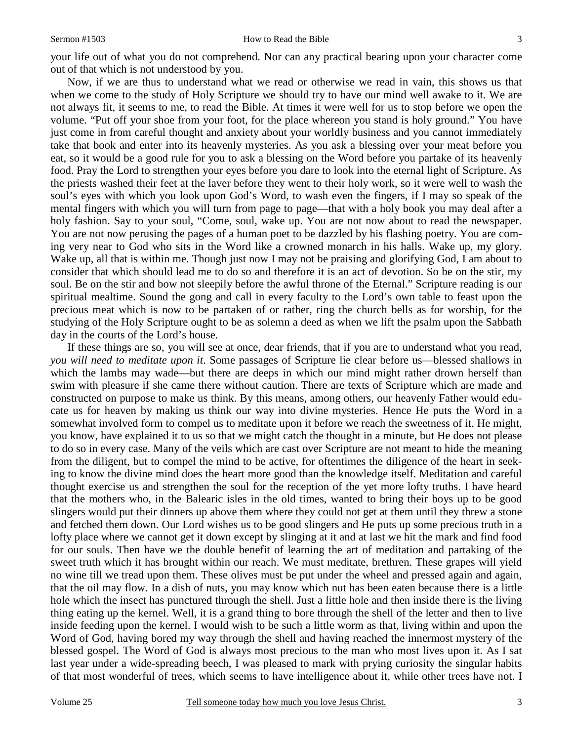your life out of what you do not comprehend. Nor can any practical bearing upon your character come out of that which is not understood by you.

Now, if we are thus to understand what we read or otherwise we read in vain, this shows us that when we come to the study of Holy Scripture we should try to have our mind well awake to it. We are not always fit, it seems to me, to read the Bible. At times it were well for us to stop before we open the volume. "Put off your shoe from your foot, for the place whereon you stand is holy ground." You have just come in from careful thought and anxiety about your worldly business and you cannot immediately take that book and enter into its heavenly mysteries. As you ask a blessing over your meat before you eat, so it would be a good rule for you to ask a blessing on the Word before you partake of its heavenly food. Pray the Lord to strengthen your eyes before you dare to look into the eternal light of Scripture. As the priests washed their feet at the laver before they went to their holy work, so it were well to wash the soul's eyes with which you look upon God's Word, to wash even the fingers, if I may so speak of the mental fingers with which you will turn from page to page—that with a holy book you may deal after a holy fashion. Say to your soul, "Come, soul, wake up. You are not now about to read the newspaper. You are not now perusing the pages of a human poet to be dazzled by his flashing poetry. You are coming very near to God who sits in the Word like a crowned monarch in his halls. Wake up, my glory. Wake up, all that is within me. Though just now I may not be praising and glorifying God, I am about to consider that which should lead me to do so and therefore it is an act of devotion. So be on the stir, my soul. Be on the stir and bow not sleepily before the awful throne of the Eternal." Scripture reading is our spiritual mealtime. Sound the gong and call in every faculty to the Lord's own table to feast upon the precious meat which is now to be partaken of or rather, ring the church bells as for worship, for the studying of the Holy Scripture ought to be as solemn a deed as when we lift the psalm upon the Sabbath day in the courts of the Lord's house.

If these things are so, you will see at once, dear friends, that if you are to understand what you read, *you will need to meditate upon it*. Some passages of Scripture lie clear before us—blessed shallows in which the lambs may wade—but there are deeps in which our mind might rather drown herself than swim with pleasure if she came there without caution. There are texts of Scripture which are made and constructed on purpose to make us think. By this means, among others, our heavenly Father would educate us for heaven by making us think our way into divine mysteries. Hence He puts the Word in a somewhat involved form to compel us to meditate upon it before we reach the sweetness of it. He might, you know, have explained it to us so that we might catch the thought in a minute, but He does not please to do so in every case. Many of the veils which are cast over Scripture are not meant to hide the meaning from the diligent, but to compel the mind to be active, for oftentimes the diligence of the heart in seeking to know the divine mind does the heart more good than the knowledge itself. Meditation and careful thought exercise us and strengthen the soul for the reception of the yet more lofty truths. I have heard that the mothers who, in the Balearic isles in the old times, wanted to bring their boys up to be good slingers would put their dinners up above them where they could not get at them until they threw a stone and fetched them down. Our Lord wishes us to be good slingers and He puts up some precious truth in a lofty place where we cannot get it down except by slinging at it and at last we hit the mark and find food for our souls. Then have we the double benefit of learning the art of meditation and partaking of the sweet truth which it has brought within our reach. We must meditate, brethren. These grapes will yield no wine till we tread upon them. These olives must be put under the wheel and pressed again and again, that the oil may flow. In a dish of nuts, you may know which nut has been eaten because there is a little hole which the insect has punctured through the shell. Just a little hole and then inside there is the living thing eating up the kernel. Well, it is a grand thing to bore through the shell of the letter and then to live inside feeding upon the kernel. I would wish to be such a little worm as that, living within and upon the Word of God, having bored my way through the shell and having reached the innermost mystery of the blessed gospel. The Word of God is always most precious to the man who most lives upon it. As I sat last year under a wide-spreading beech, I was pleased to mark with prying curiosity the singular habits of that most wonderful of trees, which seems to have intelligence about it, while other trees have not. I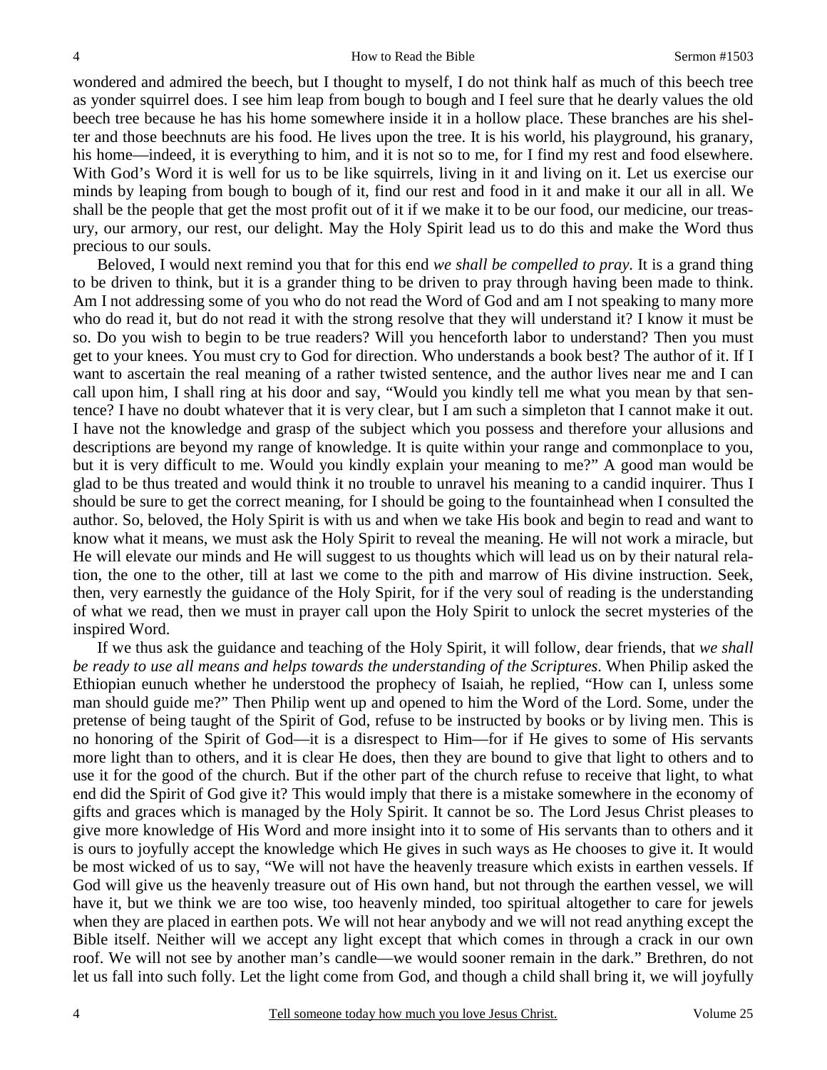wondered and admired the beech, but I thought to myself, I do not think half as much of this beech tree as yonder squirrel does. I see him leap from bough to bough and I feel sure that he dearly values the old beech tree because he has his home somewhere inside it in a hollow place. These branches are his shelter and those beechnuts are his food. He lives upon the tree. It is his world, his playground, his granary, his home—indeed, it is everything to him, and it is not so to me, for I find my rest and food elsewhere. With God's Word it is well for us to be like squirrels, living in it and living on it. Let us exercise our minds by leaping from bough to bough of it, find our rest and food in it and make it our all in all. We shall be the people that get the most profit out of it if we make it to be our food, our medicine, our treasury, our armory, our rest, our delight. May the Holy Spirit lead us to do this and make the Word thus precious to our souls.

Beloved, I would next remind you that for this end *we shall be compelled to pray*. It is a grand thing to be driven to think, but it is a grander thing to be driven to pray through having been made to think. Am I not addressing some of you who do not read the Word of God and am I not speaking to many more who do read it, but do not read it with the strong resolve that they will understand it? I know it must be so. Do you wish to begin to be true readers? Will you henceforth labor to understand? Then you must get to your knees. You must cry to God for direction. Who understands a book best? The author of it. If I want to ascertain the real meaning of a rather twisted sentence, and the author lives near me and I can call upon him, I shall ring at his door and say, "Would you kindly tell me what you mean by that sentence? I have no doubt whatever that it is very clear, but I am such a simpleton that I cannot make it out. I have not the knowledge and grasp of the subject which you possess and therefore your allusions and descriptions are beyond my range of knowledge. It is quite within your range and commonplace to you, but it is very difficult to me. Would you kindly explain your meaning to me?" A good man would be glad to be thus treated and would think it no trouble to unravel his meaning to a candid inquirer. Thus I should be sure to get the correct meaning, for I should be going to the fountainhead when I consulted the author. So, beloved, the Holy Spirit is with us and when we take His book and begin to read and want to know what it means, we must ask the Holy Spirit to reveal the meaning. He will not work a miracle, but He will elevate our minds and He will suggest to us thoughts which will lead us on by their natural relation, the one to the other, till at last we come to the pith and marrow of His divine instruction. Seek, then, very earnestly the guidance of the Holy Spirit, for if the very soul of reading is the understanding of what we read, then we must in prayer call upon the Holy Spirit to unlock the secret mysteries of the inspired Word.

If we thus ask the guidance and teaching of the Holy Spirit, it will follow, dear friends, that *we shall be ready to use all means and helps towards the understanding of the Scriptures*. When Philip asked the Ethiopian eunuch whether he understood the prophecy of Isaiah, he replied, "How can I, unless some man should guide me?" Then Philip went up and opened to him the Word of the Lord. Some, under the pretense of being taught of the Spirit of God, refuse to be instructed by books or by living men. This is no honoring of the Spirit of God—it is a disrespect to Him—for if He gives to some of His servants more light than to others, and it is clear He does, then they are bound to give that light to others and to use it for the good of the church. But if the other part of the church refuse to receive that light, to what end did the Spirit of God give it? This would imply that there is a mistake somewhere in the economy of gifts and graces which is managed by the Holy Spirit. It cannot be so. The Lord Jesus Christ pleases to give more knowledge of His Word and more insight into it to some of His servants than to others and it is ours to joyfully accept the knowledge which He gives in such ways as He chooses to give it. It would be most wicked of us to say, "We will not have the heavenly treasure which exists in earthen vessels. If God will give us the heavenly treasure out of His own hand, but not through the earthen vessel, we will have it, but we think we are too wise, too heavenly minded, too spiritual altogether to care for jewels when they are placed in earthen pots. We will not hear anybody and we will not read anything except the Bible itself. Neither will we accept any light except that which comes in through a crack in our own roof. We will not see by another man's candle—we would sooner remain in the dark." Brethren, do not let us fall into such folly. Let the light come from God, and though a child shall bring it, we will joyfully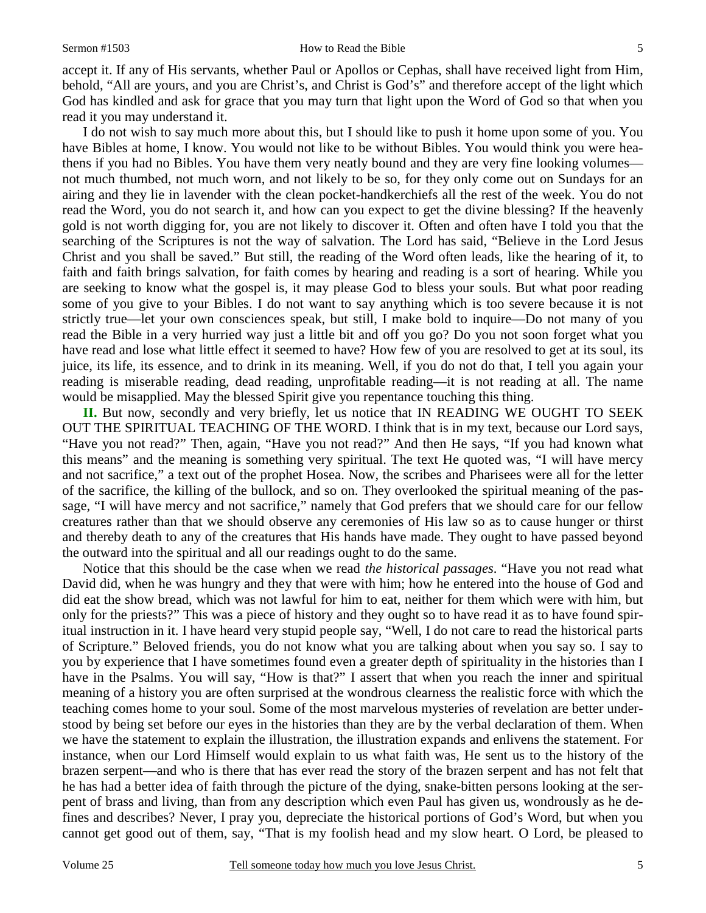accept it. If any of His servants, whether Paul or Apollos or Cephas, shall have received light from Him, behold, "All are yours, and you are Christ's, and Christ is God's" and therefore accept of the light which God has kindled and ask for grace that you may turn that light upon the Word of God so that when you read it you may understand it.

I do not wish to say much more about this, but I should like to push it home upon some of you. You have Bibles at home, I know. You would not like to be without Bibles. You would think you were heathens if you had no Bibles. You have them very neatly bound and they are very fine looking volumes—not much thumbed, not much worn, and not likely to be so, for they only come out on Sundays for an airing and they lie in lavender with the clean pocket-handkerchiefs all the rest of the week. You do not read the Word, you do not search it, and how can you expect to get the divine blessing? If the heavenly gold is not worth digging for, you are not likely to discover it. Often and often have I told you that the searching of the Scriptures is not the way of salvation. The Lord has said, "Believe in the Lord Jesus Christ and you shall be saved." But still, the reading of the Word often leads, like the hearing of it, to faith and faith brings salvation, for faith comes by hearing and reading is a sort of hearing. While you are seeking to know what the gospel is, it may please God to bless your souls. But what poor reading some of you give to your Bibles. I do not want to say anything which is too severe because it is not strictly true—let your own consciences speak, but still, I make bold to inquire—Do not many of you read the Bible in a very hurried way just a little bit and off you go? Do you not soon forget what you have read and lose what little effect it seemed to have? How few of you are resolved to get at its soul, its juice, its life, its essence, and to drink in its meaning. Well, if you do not do that, I tell you again your reading is miserable reading, dead reading, unprofitable reading—it is not reading at all. The name would be misapplied. May the blessed Spirit give you repentance touching this thing.

**II.** But now, secondly and very briefly, let us notice that IN READING WE OUGHT TO SEEK OUT THE SPIRITUAL TEACHING OF THE WORD. I think that is in my text, because our Lord says, "Have you not read?" Then, again, "Have you not read?" And then He says, "If you had known what this means" and the meaning is something very spiritual. The text He quoted was, "I will have mercy and not sacrifice," a text out of the prophet Hosea. Now, the scribes and Pharisees were all for the letter of the sacrifice, the killing of the bullock, and so on. They overlooked the spiritual meaning of the passage, "I will have mercy and not sacrifice," namely that God prefers that we should care for our fellow creatures rather than that we should observe any ceremonies of His law so as to cause hunger or thirst and thereby death to any of the creatures that His hands have made. They ought to have passed beyond the outward into the spiritual and all our readings ought to do the same.

Notice that this should be the case when we read *the historical passages*. "Have you not read what David did, when he was hungry and they that were with him; how he entered into the house of God and did eat the show bread, which was not lawful for him to eat, neither for them which were with him, but only for the priests?" This was a piece of history and they ought so to have read it as to have found spiritual instruction in it. I have heard very stupid people say, "Well, I do not care to read the historical parts of Scripture." Beloved friends, you do not know what you are talking about when you say so. I say to you by experience that I have sometimes found even a greater depth of spirituality in the histories than I have in the Psalms. You will say, "How is that?" I assert that when you reach the inner and spiritual meaning of a history you are often surprised at the wondrous clearness the realistic force with which the teaching comes home to your soul. Some of the most marvelous mysteries of revelation are better understood by being set before our eyes in the histories than they are by the verbal declaration of them. When we have the statement to explain the illustration, the illustration expands and enlivens the statement. For instance, when our Lord Himself would explain to us what faith was, He sent us to the history of the brazen serpent—and who is there that has ever read the story of the brazen serpent and has not felt that he has had a better idea of faith through the picture of the dying, snake-bitten persons looking at the serpent of brass and living, than from any description which even Paul has given us, wondrously as he defines and describes? Never, I pray you, depreciate the historical portions of God's Word, but when you cannot get good out of them, say, "That is my foolish head and my slow heart. O Lord, be pleased to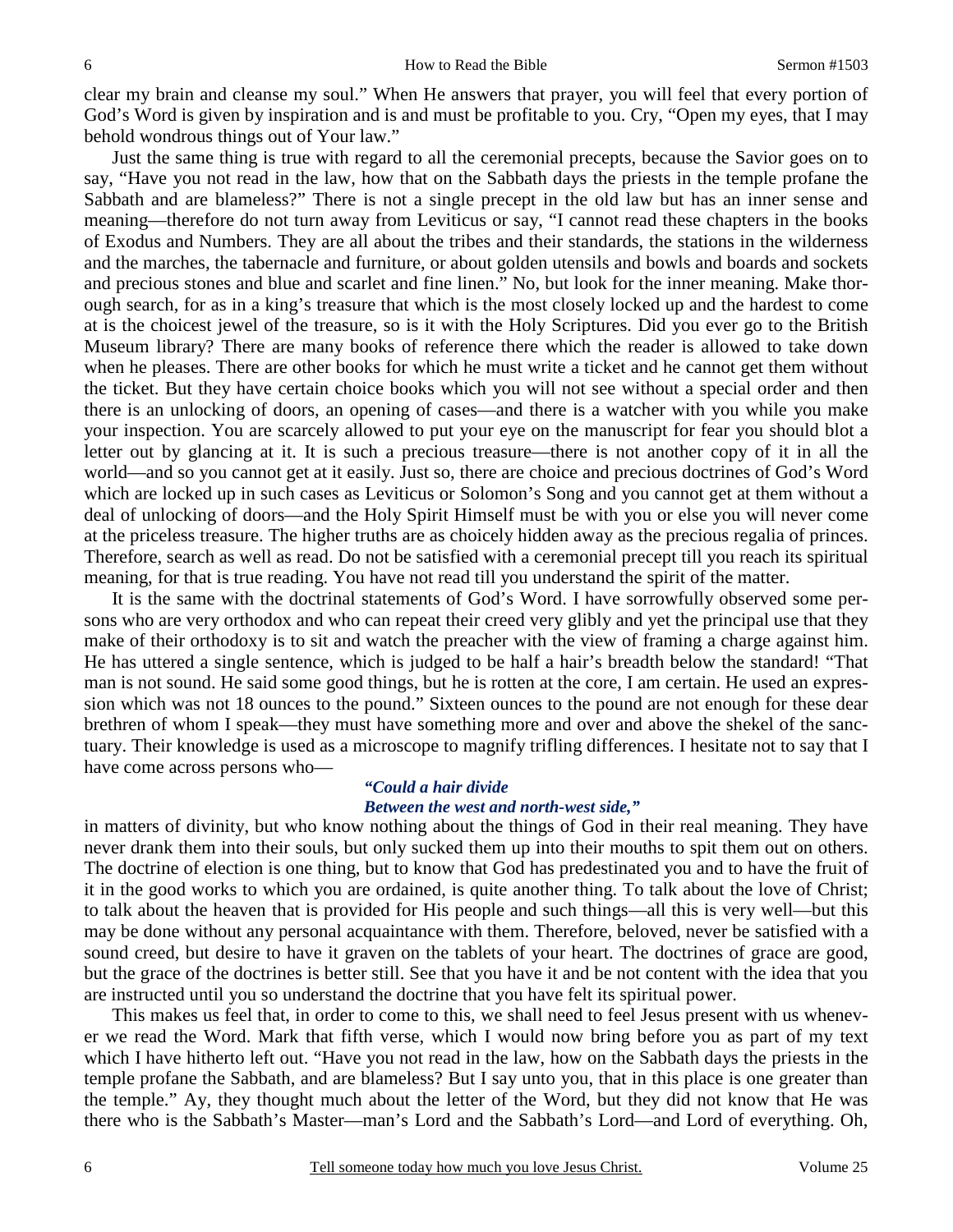clear my brain and cleanse my soul." When He answers that prayer, you will feel that every portion of God's Word is given by inspiration and is and must be profitable to you. Cry, "Open my eyes, that I may behold wondrous things out of Your law."

Just the same thing is true with regard to all the ceremonial precepts, because the Savior goes on to say, "Have you not read in the law, how that on the Sabbath days the priests in the temple profane the Sabbath and are blameless?" There is not a single precept in the old law but has an inner sense and meaning—therefore do not turn away from Leviticus or say, "I cannot read these chapters in the books of Exodus and Numbers. They are all about the tribes and their standards, the stations in the wilderness and the marches, the tabernacle and furniture, or about golden utensils and bowls and boards and sockets and precious stones and blue and scarlet and fine linen." No, but look for the inner meaning. Make thorough search, for as in a king's treasure that which is the most closely locked up and the hardest to come at is the choicest jewel of the treasure, so is it with the Holy Scriptures. Did you ever go to the British Museum library? There are many books of reference there which the reader is allowed to take down when he pleases. There are other books for which he must write a ticket and he cannot get them without the ticket. But they have certain choice books which you will not see without a special order and then there is an unlocking of doors, an opening of cases—and there is a watcher with you while you make your inspection. You are scarcely allowed to put your eye on the manuscript for fear you should blot a letter out by glancing at it. It is such a precious treasure—there is not another copy of it in all the world—and so you cannot get at it easily. Just so, there are choice and precious doctrines of God's Word which are locked up in such cases as Leviticus or Solomon's Song and you cannot get at them without a deal of unlocking of doors—and the Holy Spirit Himself must be with you or else you will never come at the priceless treasure. The higher truths are as choicely hidden away as the precious regalia of princes. Therefore, search as well as read. Do not be satisfied with a ceremonial precept till you reach its spiritual meaning, for that is true reading. You have not read till you understand the spirit of the matter.

It is the same with the doctrinal statements of God's Word. I have sorrowfully observed some persons who are very orthodox and who can repeat their creed very glibly and yet the principal use that they make of their orthodoxy is to sit and watch the preacher with the view of framing a charge against him. He has uttered a single sentence, which is judged to be half a hair's breadth below the standard! "That man is not sound. He said some good things, but he is rotten at the core, I am certain. He used an expression which was not 18 ounces to the pound." Sixteen ounces to the pound are not enough for these dear brethren of whom I speak—they must have something more and over and above the shekel of the sanctuary. Their knowledge is used as a microscope to magnify trifling differences. I hesitate not to say that I have come across persons who—

> ***"Could a hair divide***
> ***Between the west and north-west side,"***

in matters of divinity, but who know nothing about the things of God in their real meaning. They have never drank them into their souls, but only sucked them up into their mouths to spit them out on others. The doctrine of election is one thing, but to know that God has predestinated you and to have the fruit of it in the good works to which you are ordained, is quite another thing. To talk about the love of Christ; to talk about the heaven that is provided for His people and such things—all this is very well—but this may be done without any personal acquaintance with them. Therefore, beloved, never be satisfied with a sound creed, but desire to have it graven on the tablets of your heart. The doctrines of grace are good, but the grace of the doctrines is better still. See that you have it and be not content with the idea that you are instructed until you so understand the doctrine that you have felt its spiritual power.

This makes us feel that, in order to come to this, we shall need to feel Jesus present with us whenever we read the Word. Mark that fifth verse, which I would now bring before you as part of my text which I have hitherto left out. "Have you not read in the law, how on the Sabbath days the priests in the temple profane the Sabbath, and are blameless? But I say unto you, that in this place is one greater than the temple." Ay, they thought much about the letter of the Word, but they did not know that He was there who is the Sabbath's Master—man's Lord and the Sabbath's Lord—and Lord of everything. Oh,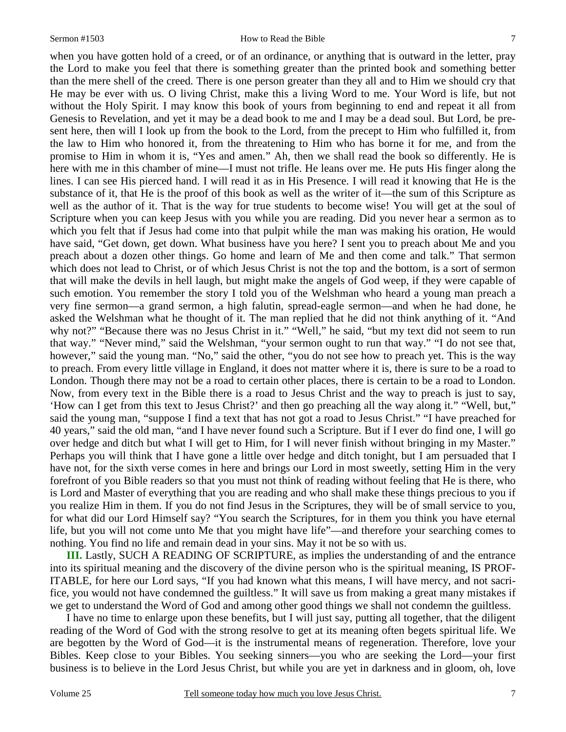when you have gotten hold of a creed, or of an ordinance, or anything that is outward in the letter, pray the Lord to make you feel that there is something greater than the printed book and something better than the mere shell of the creed. There is one person greater than they all and to Him we should cry that He may be ever with us. O living Christ, make this a living Word to me. Your Word is life, but not without the Holy Spirit. I may know this book of yours from beginning to end and repeat it all from Genesis to Revelation, and yet it may be a dead book to me and I may be a dead soul. But Lord, be present here, then will I look up from the book to the Lord, from the precept to Him who fulfilled it, from the law to Him who honored it, from the threatening to Him who has borne it for me, and from the promise to Him in whom it is, "Yes and amen." Ah, then we shall read the book so differently. He is here with me in this chamber of mine—I must not trifle. He leans over me. He puts His finger along the lines. I can see His pierced hand. I will read it as in His Presence. I will read it knowing that He is the substance of it, that He is the proof of this book as well as the writer of it—the sum of this Scripture as well as the author of it. That is the way for true students to become wise! You will get at the soul of Scripture when you can keep Jesus with you while you are reading. Did you never hear a sermon as to which you felt that if Jesus had come into that pulpit while the man was making his oration, He would have said, "Get down, get down. What business have you here? I sent you to preach about Me and you preach about a dozen other things. Go home and learn of Me and then come and talk." That sermon which does not lead to Christ, or of which Jesus Christ is not the top and the bottom, is a sort of sermon that will make the devils in hell laugh, but might make the angels of God weep, if they were capable of such emotion. You remember the story I told you of the Welshman who heard a young man preach a very fine sermon—a grand sermon, a high falutin, spread-eagle sermon—and when he had done, he asked the Welshman what he thought of it. The man replied that he did not think anything of it. "And why not?" "Because there was no Jesus Christ in it." "Well," he said, "but my text did not seem to run that way." "Never mind," said the Welshman, "your sermon ought to run that way." "I do not see that, however," said the young man. "No," said the other, "you do not see how to preach yet. This is the way to preach. From every little village in England, it does not matter where it is, there is sure to be a road to London. Though there may not be a road to certain other places, there is certain to be a road to London. Now, from every text in the Bible there is a road to Jesus Christ and the way to preach is just to say, 'How can I get from this text to Jesus Christ?' and then go preaching all the way along it." "Well, but," said the young man, "suppose I find a text that has not got a road to Jesus Christ." "I have preached for 40 years," said the old man, "and I have never found such a Scripture. But if I ever do find one, I will go over hedge and ditch but what I will get to Him, for I will never finish without bringing in my Master." Perhaps you will think that I have gone a little over hedge and ditch tonight, but I am persuaded that I have not, for the sixth verse comes in here and brings our Lord in most sweetly, setting Him in the very forefront of you Bible readers so that you must not think of reading without feeling that He is there, who is Lord and Master of everything that you are reading and who shall make these things precious to you if you realize Him in them. If you do not find Jesus in the Scriptures, they will be of small service to you, for what did our Lord Himself say? "You search the Scriptures, for in them you think you have eternal life, but you will not come unto Me that you might have life"—and therefore your searching comes to nothing. You find no life and remain dead in your sins. May it not be so with us.

**III.** Lastly, SUCH A READING OF SCRIPTURE, as implies the understanding of and the entrance into its spiritual meaning and the discovery of the divine person who is the spiritual meaning, IS PROFITABLE, for here our Lord says, "If you had known what this means, I will have mercy, and not sacrifice, you would not have condemned the guiltless." It will save us from making a great many mistakes if we get to understand the Word of God and among other good things we shall not condemn the guiltless.

I have no time to enlarge upon these benefits, but I will just say, putting all together, that the diligent reading of the Word of God with the strong resolve to get at its meaning often begets spiritual life. We are begotten by the Word of God—it is the instrumental means of regeneration. Therefore, love your Bibles. Keep close to your Bibles. You seeking sinners—you who are seeking the Lord—your first business is to believe in the Lord Jesus Christ, but while you are yet in darkness and in gloom, oh, love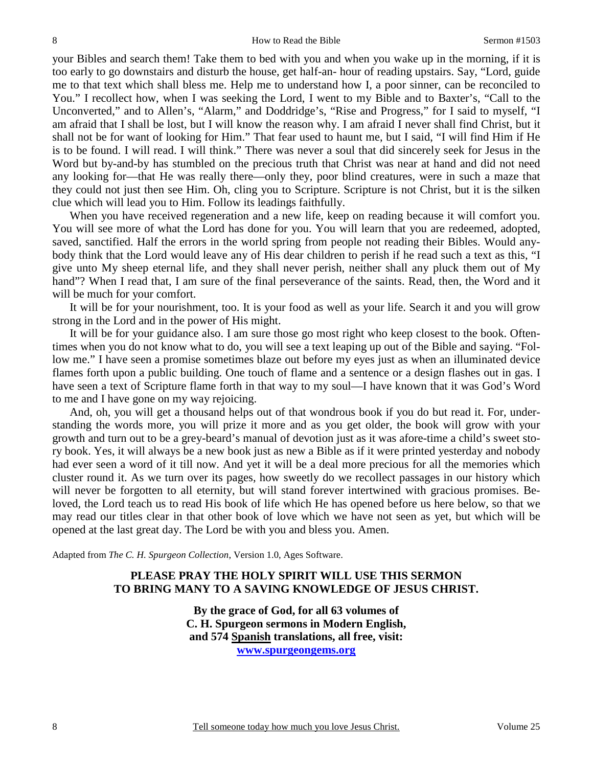your Bibles and search them! Take them to bed with you and when you wake up in the morning, if it is too early to go downstairs and disturb the house, get half-an- hour of reading upstairs. Say, "Lord, guide me to that text which shall bless me. Help me to understand how I, a poor sinner, can be reconciled to You." I recollect how, when I was seeking the Lord, I went to my Bible and to Baxter's, "Call to the Unconverted," and to Allen's, "Alarm," and Doddridge's, "Rise and Progress," for I said to myself, "I am afraid that I shall be lost, but I will know the reason why. I am afraid I never shall find Christ, but it shall not be for want of looking for Him." That fear used to haunt me, but I said, "I will find Him if He is to be found. I will read. I will think." There was never a soul that did sincerely seek for Jesus in the Word but by-and-by has stumbled on the precious truth that Christ was near at hand and did not need any looking for—that He was really there—only they, poor blind creatures, were in such a maze that they could not just then see Him. Oh, cling you to Scripture. Scripture is not Christ, but it is the silken clue which will lead you to Him. Follow its leadings faithfully.

When you have received regeneration and a new life, keep on reading because it will comfort you. You will see more of what the Lord has done for you. You will learn that you are redeemed, adopted, saved, sanctified. Half the errors in the world spring from people not reading their Bibles. Would anybody think that the Lord would leave any of His dear children to perish if he read such a text as this, "I give unto My sheep eternal life, and they shall never perish, neither shall any pluck them out of My hand"? When I read that, I am sure of the final perseverance of the saints. Read, then, the Word and it will be much for your comfort.

It will be for your nourishment, too. It is your food as well as your life. Search it and you will grow strong in the Lord and in the power of His might.

It will be for your guidance also. I am sure those go most right who keep closest to the book. Oftentimes when you do not know what to do, you will see a text leaping up out of the Bible and saying. "Follow me." I have seen a promise sometimes blaze out before my eyes just as when an illuminated device flames forth upon a public building. One touch of flame and a sentence or a design flashes out in gas. I have seen a text of Scripture flame forth in that way to my soul—I have known that it was God's Word to me and I have gone on my way rejoicing.

And, oh, you will get a thousand helps out of that wondrous book if you do but read it. For, understanding the words more, you will prize it more and as you get older, the book will grow with your growth and turn out to be a grey-beard's manual of devotion just as it was afore-time a child's sweet story book. Yes, it will always be a new book just as new a Bible as if it were printed yesterday and nobody had ever seen a word of it till now. And yet it will be a deal more precious for all the memories which cluster round it. As we turn over its pages, how sweetly do we recollect passages in our history which will never be forgotten to all eternity, but will stand forever intertwined with gracious promises. Beloved, the Lord teach us to read His book of life which He has opened before us here below, so that we may read our titles clear in that other book of love which we have not seen as yet, but which will be opened at the last great day. The Lord be with you and bless you. Amen.

Adapted from *The C. H. Spurgeon Collection*, Version 1.0, Ages Software.

**PLEASE PRAY THE HOLY SPIRIT WILL USE THIS SERMON TO BRING MANY TO A SAVING KNOWLEDGE OF JESUS CHRIST.**

**By the grace of God, for all 63 volumes of C. H. Spurgeon sermons in Modern English, and 574 Spanish translations, all free, visit: www.spurgeongems.org**

Tell someone today how much you love Jesus Christ.